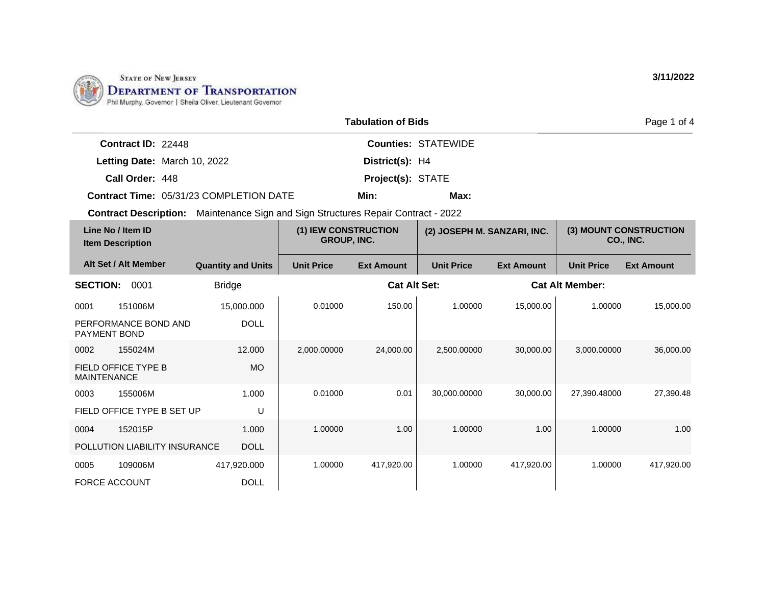STATE OF NEW JERSEY
DEPARTMENT OF TRANSPORTATION
Phil Murphy, Governor | Sheila Oliver, Lieutenant Governor

3/11/2022

## Tabulation of Bids

**Contract ID:** 22448
**Letting Date:** March 10, 2022
**Call Order:** 448
**Contract Time:** 05/31/23 COMPLETION DATE

**Counties:** STATEWIDE
**District(s):** H4
**Project(s):** STATE
**Min:**
**Max:**

**Contract Description:** Maintenance Sign and Sign Structures Repair Contract - 2022

| Line No / Item ID / Item Description | Alt Set / Alt Member | Quantity and Units | (1) IEW CONSTRUCTION GROUP, INC. | | (2) JOSEPH M. SANZARI, INC. | | (3) MOUNT CONSTRUCTION CO., INC. | |
|---|---|---|---|---|---|---|---|---|
| | | | Unit Price | Ext Amount | Unit Price | Ext Amount | Unit Price | Ext Amount |
| **SECTION: 0001** | Bridge | | | **Cat Alt Set:** | | **Cat Alt Member:** | | |
| 0001 151006M PERFORMANCE BOND AND PAYMENT BOND | | 15,000.000 DOLL | 0.01000 | 150.00 | 1.00000 | 15,000.00 | 1.00000 | 15,000.00 |
| 0002 155024M FIELD OFFICE TYPE B MAINTENANCE | | 12.000 MO | 2,000.00000 | 24,000.00 | 2,500.00000 | 30,000.00 | 3,000.00000 | 36,000.00 |
| 0003 155006M FIELD OFFICE TYPE B SET UP | | 1.000 U | 0.01000 | 0.01 | 30,000.00000 | 30,000.00 | 27,390.48000 | 27,390.48 |
| 0004 152015P POLLUTION LIABILITY INSURANCE | | 1.000 DOLL | 1.00000 | 1.00 | 1.00000 | 1.00 | 1.00000 | 1.00 |
| 0005 109006M FORCE ACCOUNT | | 417,920.000 DOLL | 1.00000 | 417,920.00 | 1.00000 | 417,920.00 | 1.00000 | 417,920.00 |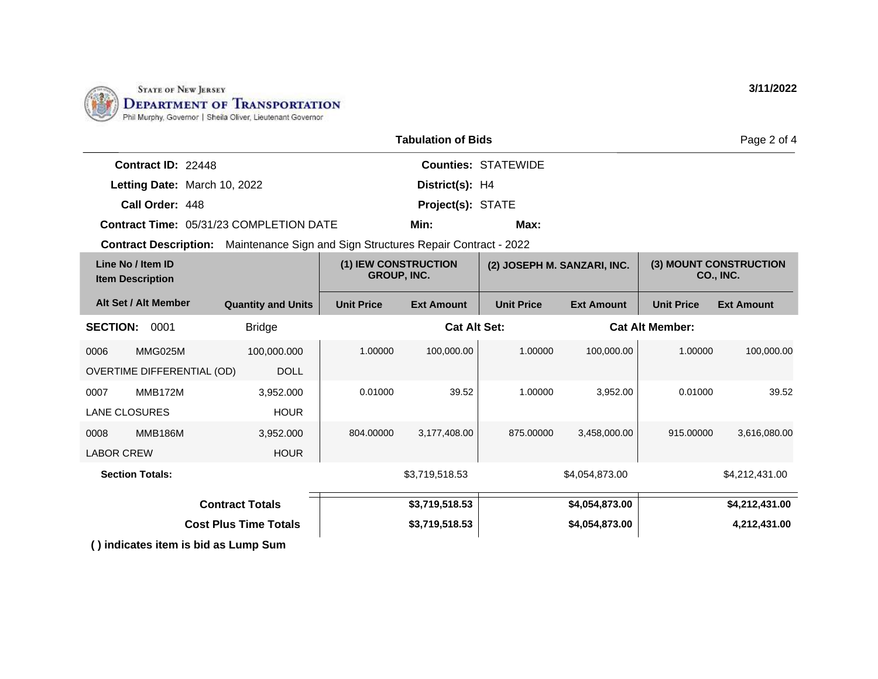STATE OF NEW JERSEY
**DEPARTMENT OF TRANSPORTATION**
Phil Murphy, Governor | Sheila Oliver, Lieutenant Governor

3/11/2022

## Tabulation of Bids

**Contract ID:** 22448
**Letting Date:** March 10, 2022
**Call Order:** 448
**Contract Time:** 05/31/23 COMPLETION DATE
**Counties:** STATEWIDE
**District(s):** H4
**Project(s):** STATE
**Min:**
**Max:**

**Contract Description:** Maintenance Sign and Sign Structures Repair Contract - 2022

| Line No / Item ID | Item Description | Quantity and Units | (1) IEW CONSTRUCTION GROUP, INC. Unit Price | (1) IEW CONSTRUCTION GROUP, INC. Ext Amount | (2) JOSEPH M. SANZARI, INC. Unit Price | (2) JOSEPH M. SANZARI, INC. Ext Amount | (3) MOUNT CONSTRUCTION CO., INC. Unit Price | (3) MOUNT CONSTRUCTION CO., INC. Ext Amount |
|---|---|---|---|---|---|---|---|---|
| **SECTION: 0001** | Bridge | | **Cat Alt Set:** | | | **Cat Alt Member:** | | |
| 0006 MMG025M | OVERTIME DIFFERENTIAL (OD) | 100,000.000 DOLL | 1.00000 | 100,000.00 | 1.00000 | 100,000.00 | 1.00000 | 100,000.00 |
| 0007 MMB172M | LANE CLOSURES | 3,952.000 HOUR | 0.01000 | 39.52 | 1.00000 | 3,952.00 | 0.01000 | 39.52 |
| 0008 MMB186M | LABOR CREW | 3,952.000 HOUR | 804.00000 | 3,177,408.00 | 875.00000 | 3,458,000.00 | 915.00000 | 3,616,080.00 |
| **Section Totals:** | | | | $3,719,518.53 | | $4,054,873.00 | | $4,212,431.00 |
| **Contract Totals** | | | | **$3,719,518.53** | | **$4,054,873.00** | | **$4,212,431.00** |
| **Cost Plus Time Totals** | | | | **$3,719,518.53** | | **$4,054,873.00** | | **4,212,431.00** |

**( ) indicates item is bid as Lump Sum**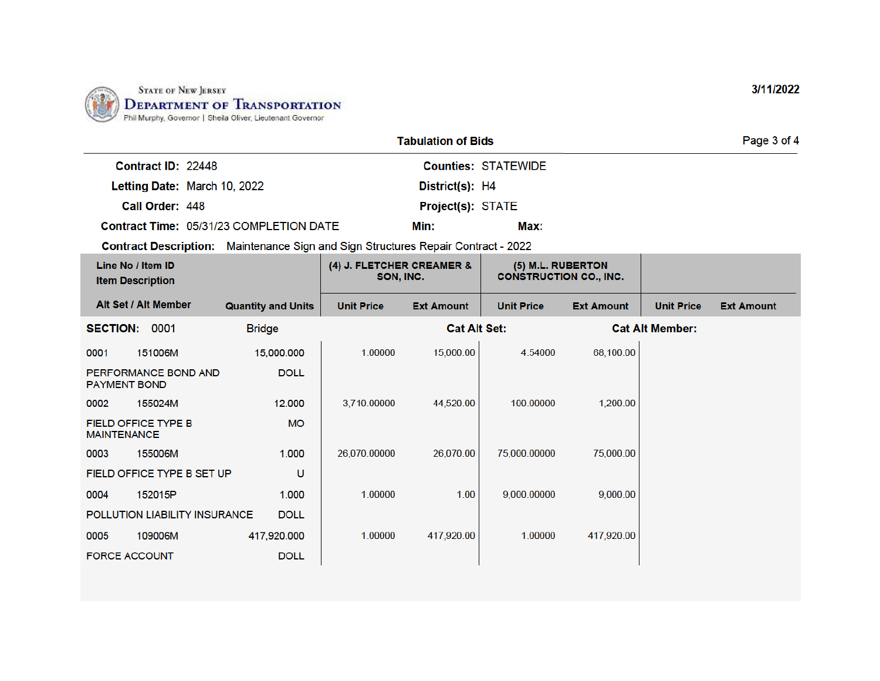State of New Jersey
**Department of Transportation**
Phil Murphy, Governor | Sheila Oliver, Lieutenant Governor

3/11/2022

## Tabulation of Bids

**Contract ID:** 22448
**Letting Date:** March 10, 2022
**Call Order:** 448
**Contract Time:** 05/31/23 COMPLETION DATE
**Counties:** STATEWIDE
**District(s):** H4
**Project(s):** STATE
**Min:**
**Max:**

**Contract Description:** Maintenance Sign and Sign Structures Repair Contract - 2022

| Line No / Item ID<br>Item Description<br>Alt Set / Alt Member | Quantity and Units | (4) J. FLETCHER CREAMER & SON, INC. | | (5) M.L. RUBERTON CONSTRUCTION CO., INC. | | | |
|---|---|---|---|---|---|---|---|
| | | Unit Price | Ext Amount | Unit Price | Ext Amount | Unit Price | Ext Amount |
| **SECTION: 0001 Bridge** | | | | **Cat Alt Set:** | | **Cat Alt Member:** | |
| 0001 151006M<br>PERFORMANCE BOND AND PAYMENT BOND | 15,000.000<br>DOLL | 1.00000 | 15,000.00 | 4.54000 | 68,100.00 | | |
| 0002 155024M<br>FIELD OFFICE TYPE B MAINTENANCE | 12.000<br>MO | 3,710.00000 | 44,520.00 | 100.00000 | 1,200.00 | | |
| 0003 155006M<br>FIELD OFFICE TYPE B SET UP | 1.000<br>U | 26,070.00000 | 26,070.00 | 75,000.00000 | 75,000.00 | | |
| 0004 152015P<br>POLLUTION LIABILITY INSURANCE | 1.000<br>DOLL | 1.00000 | 1.00 | 9,000.00000 | 9,000.00 | | |
| 0005 109006M<br>FORCE ACCOUNT | 417,920.000<br>DOLL | 1.00000 | 417,920.00 | 1.00000 | 417,920.00 | | |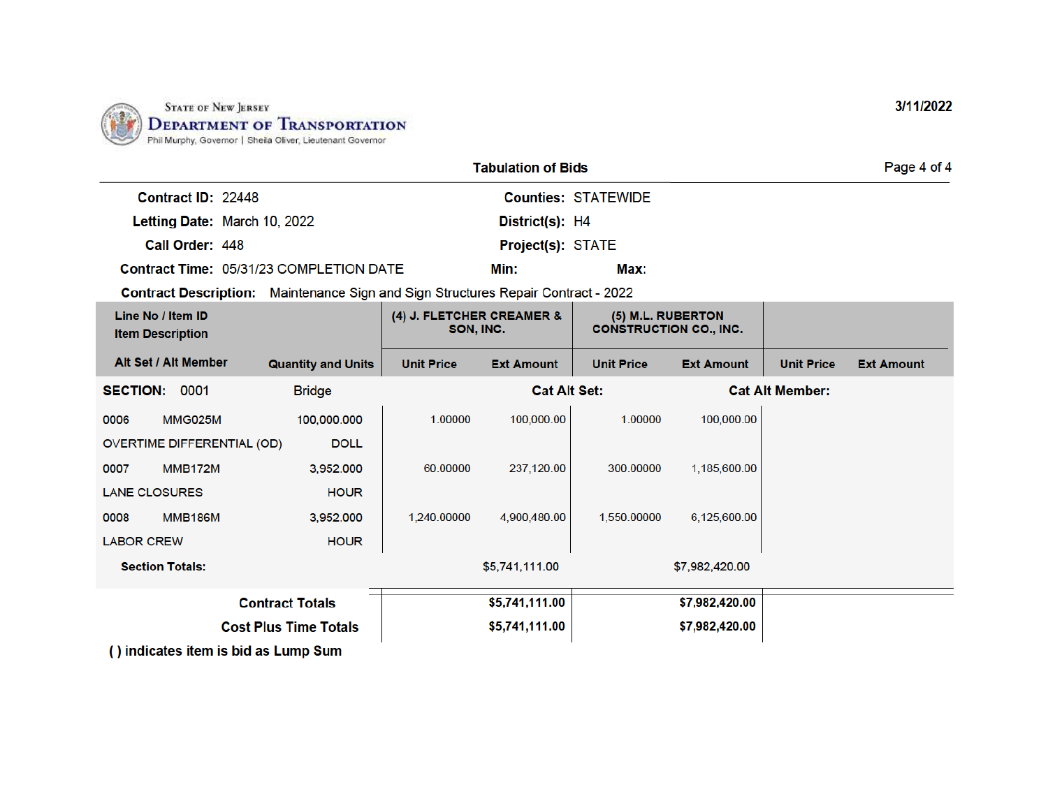State of New Jersey
Department of Transportation
Phil Murphy, Governor | Sheila Oliver, Lieutenant Governor

3/11/2022

## Tabulation of Bids

**Contract ID:** 22448 | **Counties:** STATEWIDE
**Letting Date:** March 10, 2022 | **District(s):** H4
**Call Order:** 448 | **Project(s):** STATE
**Contract Time:** 05/31/23 COMPLETION DATE | **Min:** | **Max:**

**Contract Description:** Maintenance Sign and Sign Structures Repair Contract - 2022

| Line No / Item ID<br>Item Description<br>Alt Set / Alt Member | Quantity and Units | (4) J. FLETCHER CREAMER & SON, INC.<br>Unit Price | Ext Amount | (5) M.L. RUBERTON CONSTRUCTION CO., INC.<br>Unit Price | Ext Amount | Unit Price | Ext Amount |
|---|---|---|---|---|---|---|---|
| **SECTION: 0001** Bridge | | | **Cat Alt Set:** | | **Cat Alt Member:** | | |
| 0006 MMG025M<br>OVERTIME DIFFERENTIAL (OD) | 100,000.000<br>DOLL | 1.00000 | 100,000.00 | 1.00000 | 100,000.00 | | |
| 0007 MMB172M<br>LANE CLOSURES | 3,952.000<br>HOUR | 60.00000 | 237,120.00 | 300.00000 | 1,185,600.00 | | |
| 0008 MMB186M<br>LABOR CREW | 3,952.000<br>HOUR | 1,240.00000 | 4,900,480.00 | 1,550.00000 | 6,125,600.00 | | |
| **Section Totals:** | | | $5,741,111.00 | | $7,982,420.00 | | |
| **Contract Totals** | | | **$5,741,111.00** | | **$7,982,420.00** | | |
| **Cost Plus Time Totals** | | | **$5,741,111.00** | | **$7,982,420.00** | | |

**( ) indicates item is bid as Lump Sum**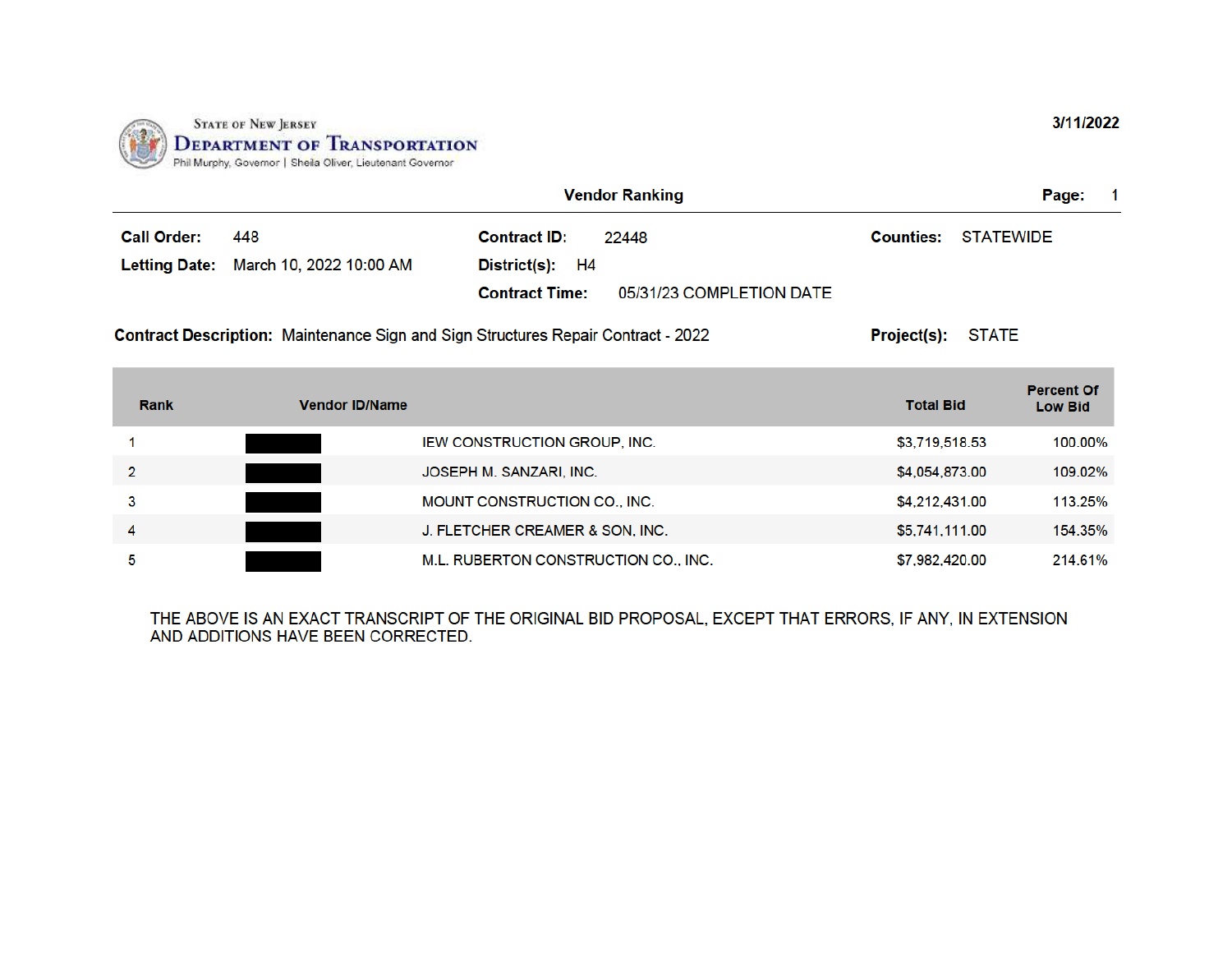State of New Jersey
**Department of Transportation**
Phil Murphy, Governor | Sheila Oliver, Lieutenant Governor

3/11/2022

## Vendor Ranking

**Call Order:** 448
**Letting Date:** March 10, 2022 10:00 AM
**Contract ID:** 22448
**District(s):** H4
**Contract Time:** 05/31/23 COMPLETION DATE
**Counties:** STATEWIDE

**Contract Description:** Maintenance Sign and Sign Structures Repair Contract - 2022
**Project(s):** STATE

| Rank | Vendor ID/Name | | Total Bid | Percent Of Low Bid |
|---|---|---|---|---|
| 1 | ████ | IEW CONSTRUCTION GROUP, INC. | $3,719,518.53 | 100.00% |
| 2 | ████ | JOSEPH M. SANZARI, INC. | $4,054,873.00 | 109.02% |
| 3 | ████ | MOUNT CONSTRUCTION CO., INC. | $4,212,431.00 | 113.25% |
| 4 | ████ | J. FLETCHER CREAMER & SON, INC. | $5,741,111.00 | 154.35% |
| 5 | ████ | M.L. RUBERTON CONSTRUCTION CO., INC. | $7,982,420.00 | 214.61% |

THE ABOVE IS AN EXACT TRANSCRIPT OF THE ORIGINAL BID PROPOSAL, EXCEPT THAT ERRORS, IF ANY, IN EXTENSION AND ADDITIONS HAVE BEEN CORRECTED.